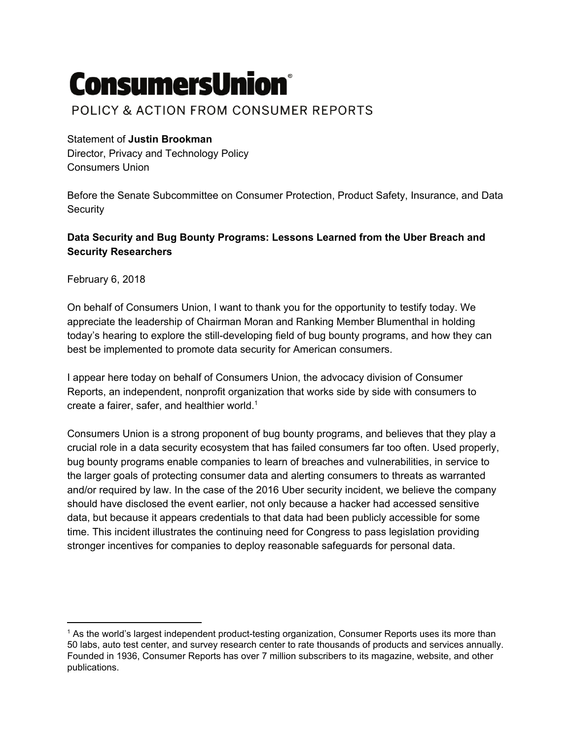# ConsumersUnion®

POLICY & ACTION FROM CONSUMER REPORTS

Statement of **Justin Brookman**
Director, Privacy and Technology Policy
Consumers Union

Before the Senate Subcommittee on Consumer Protection, Product Safety, Insurance, and Data Security

**Data Security and Bug Bounty Programs: Lessons Learned from the Uber Breach and Security Researchers**

February 6, 2018

On behalf of Consumers Union, I want to thank you for the opportunity to testify today. We appreciate the leadership of Chairman Moran and Ranking Member Blumenthal in holding today's hearing to explore the still-developing field of bug bounty programs, and how they can best be implemented to promote data security for American consumers.

I appear here today on behalf of Consumers Union, the advocacy division of Consumer Reports, an independent, nonprofit organization that works side by side with consumers to create a fairer, safer, and healthier world.[1]

Consumers Union is a strong proponent of bug bounty programs, and believes that they play a crucial role in a data security ecosystem that has failed consumers far too often. Used properly, bug bounty programs enable companies to learn of breaches and vulnerabilities, in service to the larger goals of protecting consumer data and alerting consumers to threats as warranted and/or required by law. In the case of the 2016 Uber security incident, we believe the company should have disclosed the event earlier, not only because a hacker had accessed sensitive data, but because it appears credentials to that data had been publicly accessible for some time. This incident illustrates the continuing need for Congress to pass legislation providing stronger incentives for companies to deploy reasonable safeguards for personal data.

---

[1] As the world's largest independent product-testing organization, Consumer Reports uses its more than 50 labs, auto test center, and survey research center to rate thousands of products and services annually. Founded in 1936, Consumer Reports has over 7 million subscribers to its magazine, website, and other publications.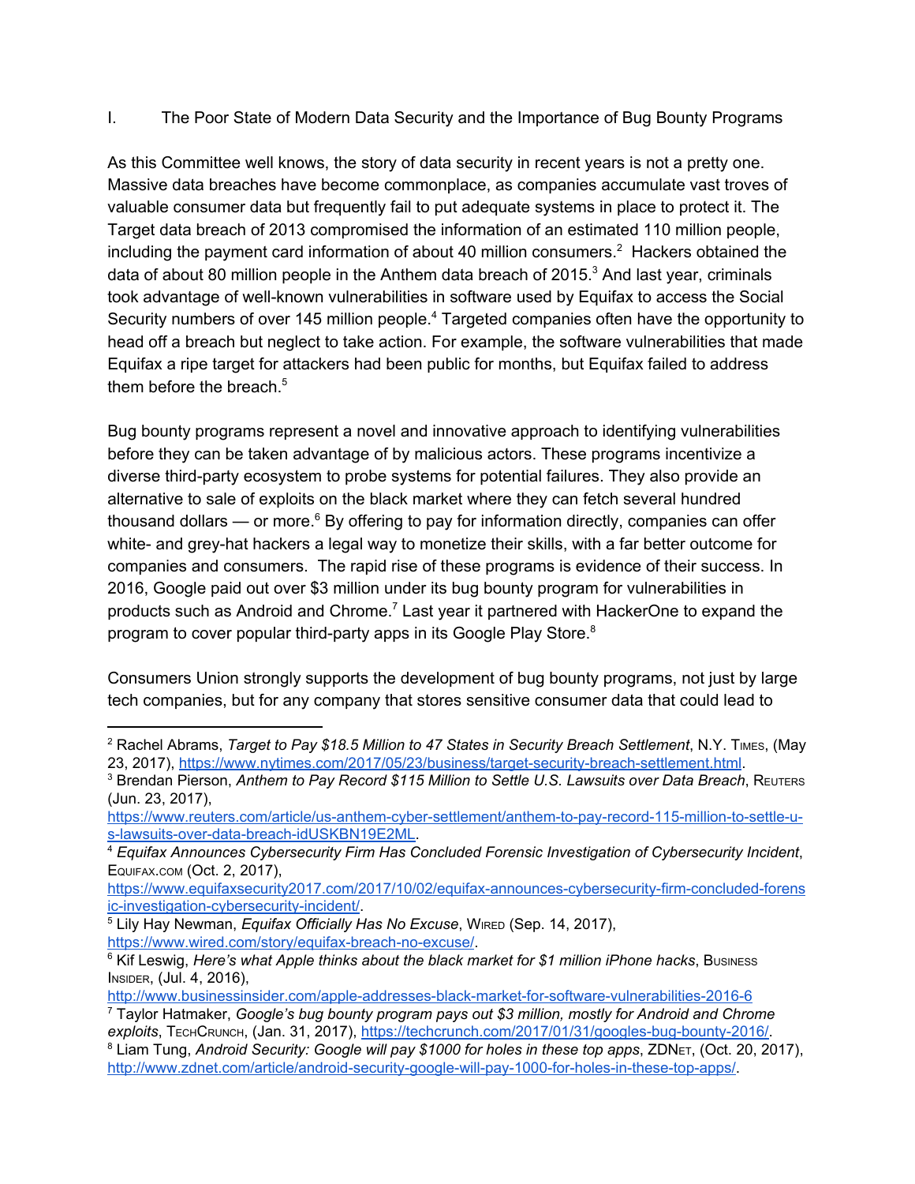## I. The Poor State of Modern Data Security and the Importance of Bug Bounty Programs

As this Committee well knows, the story of data security in recent years is not a pretty one. Massive data breaches have become commonplace, as companies accumulate vast troves of valuable consumer data but frequently fail to put adequate systems in place to protect it. The Target data breach of 2013 compromised the information of an estimated 110 million people, including the payment card information of about 40 million consumers.[2] Hackers obtained the data of about 80 million people in the Anthem data breach of 2015.[3] And last year, criminals took advantage of well-known vulnerabilities in software used by Equifax to access the Social Security numbers of over 145 million people.[4] Targeted companies often have the opportunity to head off a breach but neglect to take action. For example, the software vulnerabilities that made Equifax a ripe target for attackers had been public for months, but Equifax failed to address them before the breach.[5]

Bug bounty programs represent a novel and innovative approach to identifying vulnerabilities before they can be taken advantage of by malicious actors. These programs incentivize a diverse third-party ecosystem to probe systems for potential failures. They also provide an alternative to sale of exploits on the black market where they can fetch several hundred thousand dollars — or more.[6] By offering to pay for information directly, companies can offer white- and grey-hat hackers a legal way to monetize their skills, with a far better outcome for companies and consumers. The rapid rise of these programs is evidence of their success. In 2016, Google paid out over $3 million under its bug bounty program for vulnerabilities in products such as Android and Chrome.[7] Last year it partnered with HackerOne to expand the program to cover popular third-party apps in its Google Play Store.[8]

Consumers Union strongly supports the development of bug bounty programs, not just by large tech companies, but for any company that stores sensitive consumer data that could lead to

---

[2] Rachel Abrams, *Target to Pay $18.5 Million to 47 States in Security Breach Settlement*, N.Y. TIMES, (May 23, 2017), https://www.nytimes.com/2017/05/23/business/target-security-breach-settlement.html.

[3] Brendan Pierson, *Anthem to Pay Record $115 Million to Settle U.S. Lawsuits over Data Breach*, REUTERS (Jun. 23, 2017), https://www.reuters.com/article/us-anthem-cyber-settlement/anthem-to-pay-record-115-million-to-settle-u-s-lawsuits-over-data-breach-idUSKBN19E2ML.

[4] *Equifax Announces Cybersecurity Firm Has Concluded Forensic Investigation of Cybersecurity Incident*, EQUIFAX.COM (Oct. 2, 2017), https://www.equifaxsecurity2017.com/2017/10/02/equifax-announces-cybersecurity-firm-concluded-forensic-investigation-cybersecurity-incident/.

[5] Lily Hay Newman, *Equifax Officially Has No Excuse*, WIRED (Sep. 14, 2017), https://www.wired.com/story/equifax-breach-no-excuse/.

[6] Kif Leswig, *Here's what Apple thinks about the black market for $1 million iPhone hacks*, BUSINESS INSIDER, (Jul. 4, 2016), http://www.businessinsider.com/apple-addresses-black-market-for-software-vulnerabilities-2016-6

[7] Taylor Hatmaker, *Google's bug bounty program pays out $3 million, mostly for Android and Chrome exploits*, TECHCRUNCH, (Jan. 31, 2017), https://techcrunch.com/2017/01/31/googles-bug-bounty-2016/.

[8] Liam Tung, *Android Security: Google will pay $1000 for holes in these top apps*, ZDNET, (Oct. 20, 2017), http://www.zdnet.com/article/android-security-google-will-pay-1000-for-holes-in-these-top-apps/.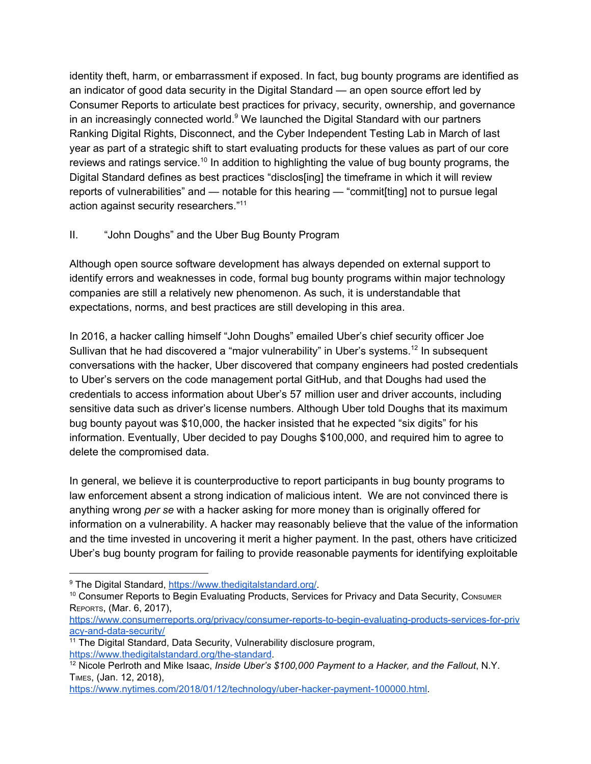identity theft, harm, or embarrassment if exposed. In fact, bug bounty programs are identified as an indicator of good data security in the Digital Standard — an open source effort led by Consumer Reports to articulate best practices for privacy, security, ownership, and governance in an increasingly connected world.[9] We launched the Digital Standard with our partners Ranking Digital Rights, Disconnect, and the Cyber Independent Testing Lab in March of last year as part of a strategic shift to start evaluating products for these values as part of our core reviews and ratings service.[10] In addition to highlighting the value of bug bounty programs, the Digital Standard defines as best practices "disclos[ing] the timeframe in which it will review reports of vulnerabilities" and — notable for this hearing — "commit[ting] not to pursue legal action against security researchers."[11]

## II. "John Doughs" and the Uber Bug Bounty Program

Although open source software development has always depended on external support to identify errors and weaknesses in code, formal bug bounty programs within major technology companies are still a relatively new phenomenon. As such, it is understandable that expectations, norms, and best practices are still developing in this area.

In 2016, a hacker calling himself "John Doughs" emailed Uber's chief security officer Joe Sullivan that he had discovered a "major vulnerability" in Uber's systems.[12] In subsequent conversations with the hacker, Uber discovered that company engineers had posted credentials to Uber's servers on the code management portal GitHub, and that Doughs had used the credentials to access information about Uber's 57 million user and driver accounts, including sensitive data such as driver's license numbers. Although Uber told Doughs that its maximum bug bounty payout was $10,000, the hacker insisted that he expected "six digits" for his information. Eventually, Uber decided to pay Doughs $100,000, and required him to agree to delete the compromised data.

In general, we believe it is counterproductive to report participants in bug bounty programs to law enforcement absent a strong indication of malicious intent. We are not convinced there is anything wrong *per se* with a hacker asking for more money than is originally offered for information on a vulnerability. A hacker may reasonably believe that the value of the information and the time invested in uncovering it merit a higher payment. In the past, others have criticized Uber's bug bounty program for failing to provide reasonable payments for identifying exploitable

---

[9] The Digital Standard, https://www.thedigitalstandard.org/.

[10] Consumer Reports to Begin Evaluating Products, Services for Privacy and Data Security, Consumer Reports, (Mar. 6, 2017), https://www.consumerreports.org/privacy/consumer-reports-to-begin-evaluating-products-services-for-privacy-and-data-security/

[11] The Digital Standard, Data Security, Vulnerability disclosure program, https://www.thedigitalstandard.org/the-standard.

[12] Nicole Perlroth and Mike Isaac, *Inside Uber's $100,000 Payment to a Hacker, and the Fallout*, N.Y. Times, (Jan. 12, 2018), https://www.nytimes.com/2018/01/12/technology/uber-hacker-payment-100000.html.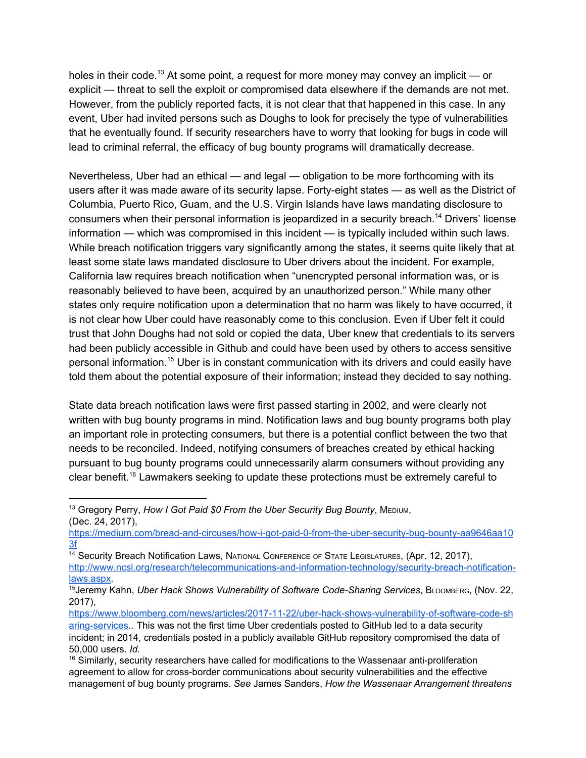holes in their code.[13] At some point, a request for more money may convey an implicit — or explicit — threat to sell the exploit or compromised data elsewhere if the demands are not met. However, from the publicly reported facts, it is not clear that that happened in this case. In any event, Uber had invited persons such as Doughs to look for precisely the type of vulnerabilities that he eventually found. If security researchers have to worry that looking for bugs in code will lead to criminal referral, the efficacy of bug bounty programs will dramatically decrease.

Nevertheless, Uber had an ethical — and legal — obligation to be more forthcoming with its users after it was made aware of its security lapse. Forty-eight states — as well as the District of Columbia, Puerto Rico, Guam, and the U.S. Virgin Islands have laws mandating disclosure to consumers when their personal information is jeopardized in a security breach.[14] Drivers' license information — which was compromised in this incident — is typically included within such laws. While breach notification triggers vary significantly among the states, it seems quite likely that at least some state laws mandated disclosure to Uber drivers about the incident. For example, California law requires breach notification when "unencrypted personal information was, or is reasonably believed to have been, acquired by an unauthorized person." While many other states only require notification upon a determination that no harm was likely to have occurred, it is not clear how Uber could have reasonably come to this conclusion. Even if Uber felt it could trust that John Doughs had not sold or copied the data, Uber knew that credentials to its servers had been publicly accessible in Github and could have been used by others to access sensitive personal information.[15] Uber is in constant communication with its drivers and could easily have told them about the potential exposure of their information; instead they decided to say nothing.

State data breach notification laws were first passed starting in 2002, and were clearly not written with bug bounty programs in mind. Notification laws and bug bounty programs both play an important role in protecting consumers, but there is a potential conflict between the two that needs to be reconciled. Indeed, notifying consumers of breaches created by ethical hacking pursuant to bug bounty programs could unnecessarily alarm consumers without providing any clear benefit.[16] Lawmakers seeking to update these protections must be extremely careful to

---

[13] Gregory Perry, *How I Got Paid $0 From the Uber Security Bug Bounty*, MEDIUM, (Dec. 24, 2017), https://medium.com/bread-and-circuses/how-i-got-paid-0-from-the-uber-security-bug-bounty-aa9646aa103f

[14] Security Breach Notification Laws, NATIONAL CONFERENCE OF STATE LEGISLATURES, (Apr. 12, 2017), http://www.ncsl.org/research/telecommunications-and-information-technology/security-breach-notification-laws.aspx.

[15] Jeremy Kahn, *Uber Hack Shows Vulnerability of Software Code-Sharing Services*, BLOOMBERG, (Nov. 22, 2017), https://www.bloomberg.com/news/articles/2017-11-22/uber-hack-shows-vulnerability-of-software-code-sharing-services.. This was not the first time Uber credentials posted to GitHub led to a data security incident; in 2014, credentials posted in a publicly available GitHub repository compromised the data of 50,000 users. *Id.*

[16] Similarly, security researchers have called for modifications to the Wassenaar anti-proliferation agreement to allow for cross-border communications about security vulnerabilities and the effective management of bug bounty programs. *See* James Sanders, *How the Wassenaar Arrangement threatens*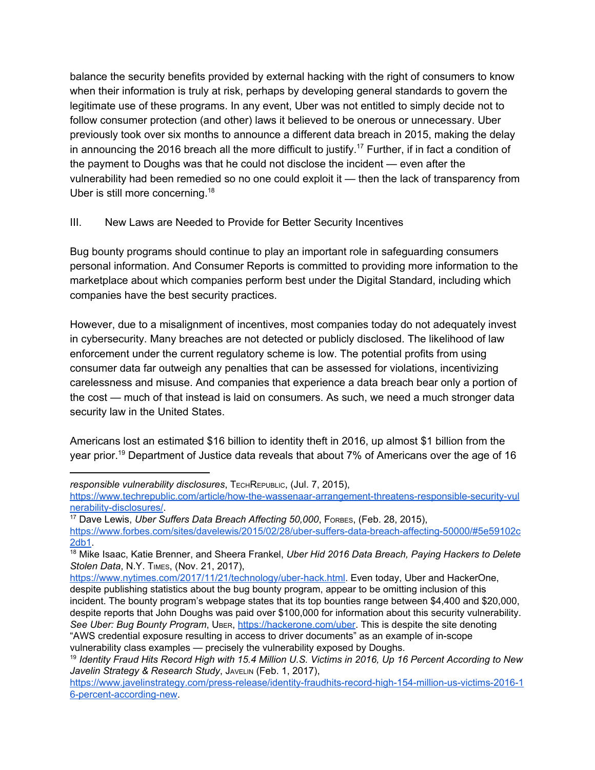balance the security benefits provided by external hacking with the right of consumers to know when their information is truly at risk, perhaps by developing general standards to govern the legitimate use of these programs. In any event, Uber was not entitled to simply decide not to follow consumer protection (and other) laws it believed to be onerous or unnecessary. Uber previously took over six months to announce a different data breach in 2015, making the delay in announcing the 2016 breach all the more difficult to justify.[17] Further, if in fact a condition of the payment to Doughs was that he could not disclose the incident — even after the vulnerability had been remedied so no one could exploit it — then the lack of transparency from Uber is still more concerning.[18]

## III. New Laws are Needed to Provide for Better Security Incentives

Bug bounty programs should continue to play an important role in safeguarding consumers personal information. And Consumer Reports is committed to providing more information to the marketplace about which companies perform best under the Digital Standard, including which companies have the best security practices.

However, due to a misalignment of incentives, most companies today do not adequately invest in cybersecurity. Many breaches are not detected or publicly disclosed. The likelihood of law enforcement under the current regulatory scheme is low. The potential profits from using consumer data far outweigh any penalties that can be assessed for violations, incentivizing carelessness and misuse. And companies that experience a data breach bear only a portion of the cost — much of that instead is laid on consumers. As such, we need a much stronger data security law in the United States.

Americans lost an estimated $16 billion to identity theft in 2016, up almost $1 billion from the year prior.[19] Department of Justice data reveals that about 7% of Americans over the age of 16

---

*responsible vulnerability disclosures*, TechRepublic, (Jul. 7, 2015), https://www.techrepublic.com/article/how-the-wassenaar-arrangement-threatens-responsible-security-vulnerability-disclosures/.

[17] Dave Lewis, *Uber Suffers Data Breach Affecting 50,000*, Forbes, (Feb. 28, 2015), https://www.forbes.com/sites/davelewis/2015/02/28/uber-suffers-data-breach-affecting-50000/#5e59102c2db1.

[18] Mike Isaac, Katie Brenner, and Sheera Frankel, *Uber Hid 2016 Data Breach, Paying Hackers to Delete Stolen Data*, N.Y. Times, (Nov. 21, 2017), https://www.nytimes.com/2017/11/21/technology/uber-hack.html. Even today, Uber and HackerOne, despite publishing statistics about the bug bounty program, appear to be omitting inclusion of this incident. The bounty program's webpage states that its top bounties range between $4,400 and $20,000, despite reports that John Doughs was paid over $100,000 for information about this security vulnerability. *See Uber: Bug Bounty Program*, Uber, https://hackerone.com/uber. This is despite the site denoting "AWS credential exposure resulting in access to driver documents" as an example of in-scope vulnerability class examples — precisely the vulnerability exposed by Doughs.

[19] *Identity Fraud Hits Record High with 15.4 Million U.S. Victims in 2016, Up 16 Percent According to New Javelin Strategy & Research Study*, Javelin (Feb. 1, 2017), https://www.javelinstrategy.com/press-release/identity-fraudhits-record-high-154-million-us-victims-2016-16-percent-according-new.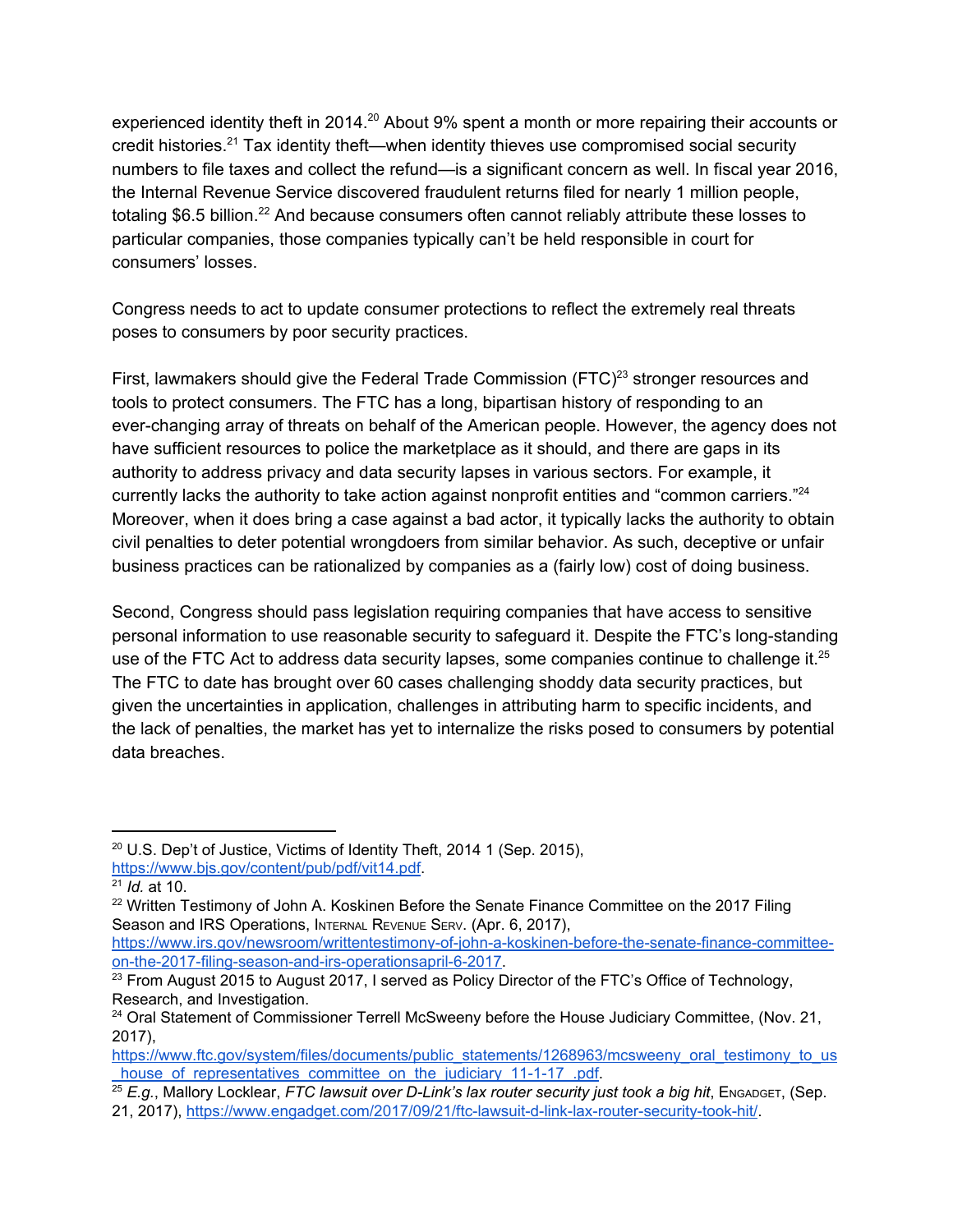experienced identity theft in 2014.[20] About 9% spent a month or more repairing their accounts or credit histories.[21] Tax identity theft—when identity thieves use compromised social security numbers to file taxes and collect the refund—is a significant concern as well. In fiscal year 2016, the Internal Revenue Service discovered fraudulent returns filed for nearly 1 million people, totaling $6.5 billion.[22] And because consumers often cannot reliably attribute these losses to particular companies, those companies typically can't be held responsible in court for consumers' losses.

Congress needs to act to update consumer protections to reflect the extremely real threats poses to consumers by poor security practices.

First, lawmakers should give the Federal Trade Commission (FTC)[23] stronger resources and tools to protect consumers. The FTC has a long, bipartisan history of responding to an ever-changing array of threats on behalf of the American people. However, the agency does not have sufficient resources to police the marketplace as it should, and there are gaps in its authority to address privacy and data security lapses in various sectors. For example, it currently lacks the authority to take action against nonprofit entities and "common carriers."[24] Moreover, when it does bring a case against a bad actor, it typically lacks the authority to obtain civil penalties to deter potential wrongdoers from similar behavior. As such, deceptive or unfair business practices can be rationalized by companies as a (fairly low) cost of doing business.

Second, Congress should pass legislation requiring companies that have access to sensitive personal information to use reasonable security to safeguard it. Despite the FTC's long-standing use of the FTC Act to address data security lapses, some companies continue to challenge it.[25] The FTC to date has brought over 60 cases challenging shoddy data security practices, but given the uncertainties in application, challenges in attributing harm to specific incidents, and the lack of penalties, the market has yet to internalize the risks posed to consumers by potential data breaches.

---

[20] U.S. Dep't of Justice, Victims of Identity Theft, 2014 1 (Sep. 2015), https://www.bjs.gov/content/pub/pdf/vit14.pdf.

[21] *Id.* at 10.

[22] Written Testimony of John A. Koskinen Before the Senate Finance Committee on the 2017 Filing Season and IRS Operations, Internal Revenue Serv. (Apr. 6, 2017), https://www.irs.gov/newsroom/writtentestimony-of-john-a-koskinen-before-the-senate-finance-committee-on-the-2017-filing-season-and-irs-operationsapril-6-2017.

[23] From August 2015 to August 2017, I served as Policy Director of the FTC's Office of Technology, Research, and Investigation.

[24] Oral Statement of Commissioner Terrell McSweeny before the House Judiciary Committee, (Nov. 21, 2017), https://www.ftc.gov/system/files/documents/public_statements/1268963/mcsweeny_oral_testimony_to_us_house_of_representatives_committee_on_the_judiciary_11-1-17_.pdf.

[25] *E.g.*, Mallory Locklear, *FTC lawsuit over D-Link's lax router security just took a big hit*, Engadget, (Sep. 21, 2017), https://www.engadget.com/2017/09/21/ftc-lawsuit-d-link-lax-router-security-took-hit/.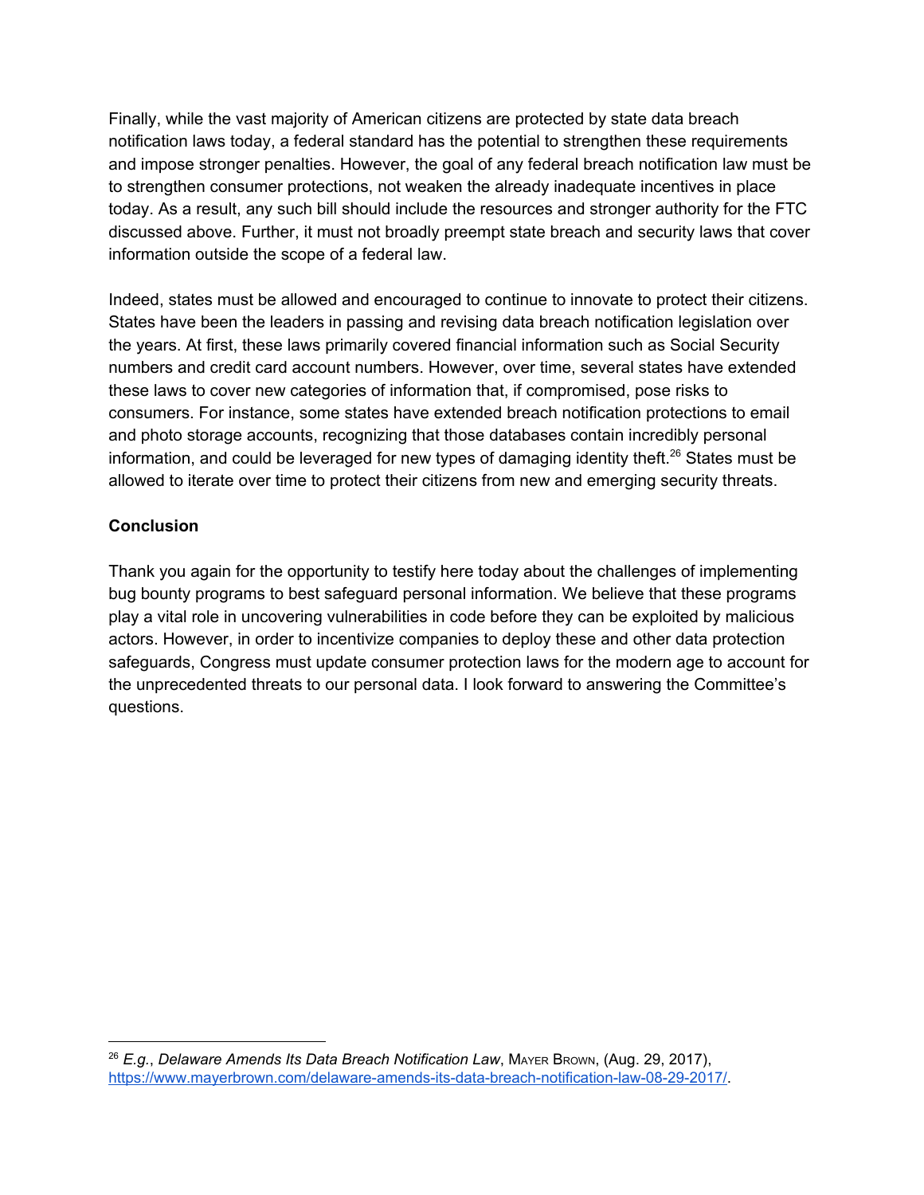Finally, while the vast majority of American citizens are protected by state data breach notification laws today, a federal standard has the potential to strengthen these requirements and impose stronger penalties. However, the goal of any federal breach notification law must be to strengthen consumer protections, not weaken the already inadequate incentives in place today. As a result, any such bill should include the resources and stronger authority for the FTC discussed above. Further, it must not broadly preempt state breach and security laws that cover information outside the scope of a federal law.

Indeed, states must be allowed and encouraged to continue to innovate to protect their citizens. States have been the leaders in passing and revising data breach notification legislation over the years. At first, these laws primarily covered financial information such as Social Security numbers and credit card account numbers. However, over time, several states have extended these laws to cover new categories of information that, if compromised, pose risks to consumers. For instance, some states have extended breach notification protections to email and photo storage accounts, recognizing that those databases contain incredibly personal information, and could be leveraged for new types of damaging identity theft.[26] States must be allowed to iterate over time to protect their citizens from new and emerging security threats.

**Conclusion**

Thank you again for the opportunity to testify here today about the challenges of implementing bug bounty programs to best safeguard personal information. We believe that these programs play a vital role in uncovering vulnerabilities in code before they can be exploited by malicious actors. However, in order to incentivize companies to deploy these and other data protection safeguards, Congress must update consumer protection laws for the modern age to account for the unprecedented threats to our personal data. I look forward to answering the Committee's questions.

---

[26] *E.g.*, *Delaware Amends Its Data Breach Notification Law*, MAYER BROWN, (Aug. 29, 2017), https://www.mayerbrown.com/delaware-amends-its-data-breach-notification-law-08-29-2017/.